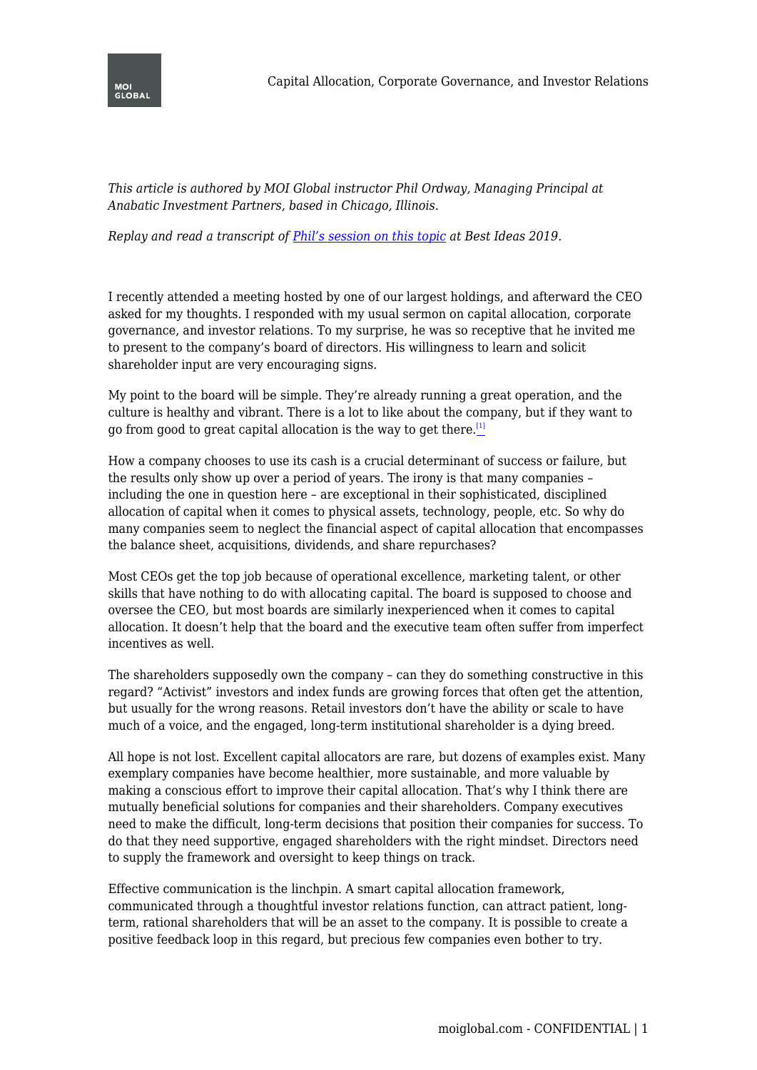*This article is authored by MOI Global instructor Phil Ordway, Managing Principal at Anabatic Investment Partners, based in Chicago, Illinois.*

*Replay and read a transcript of [Phil's session on this topic](#) at Best Ideas 2019.*

I recently attended a meeting hosted by one of our largest holdings, and afterward the CEO asked for my thoughts. I responded with my usual sermon on capital allocation, corporate governance, and investor relations. To my surprise, he was so receptive that he invited me to present to the company's board of directors. His willingness to learn and solicit shareholder input are very encouraging signs.

My point to the board will be simple. They're already running a great operation, and the culture is healthy and vibrant. There is a lot to like about the company, but if they want to go from good to great capital allocation is the way to get there.[1]

How a company chooses to use its cash is a crucial determinant of success or failure, but the results only show up over a period of years. The irony is that many companies – including the one in question here – are exceptional in their sophisticated, disciplined allocation of capital when it comes to physical assets, technology, people, etc. So why do many companies seem to neglect the financial aspect of capital allocation that encompasses the balance sheet, acquisitions, dividends, and share repurchases?

Most CEOs get the top job because of operational excellence, marketing talent, or other skills that have nothing to do with allocating capital. The board is supposed to choose and oversee the CEO, but most boards are similarly inexperienced when it comes to capital allocation. It doesn't help that the board and the executive team often suffer from imperfect incentives as well.

The shareholders supposedly own the company – can they do something constructive in this regard? "Activist" investors and index funds are growing forces that often get the attention, but usually for the wrong reasons. Retail investors don't have the ability or scale to have much of a voice, and the engaged, long-term institutional shareholder is a dying breed.

All hope is not lost. Excellent capital allocators are rare, but dozens of examples exist. Many exemplary companies have become healthier, more sustainable, and more valuable by making a conscious effort to improve their capital allocation. That's why I think there are mutually beneficial solutions for companies and their shareholders. Company executives need to make the difficult, long-term decisions that position their companies for success. To do that they need supportive, engaged shareholders with the right mindset. Directors need to supply the framework and oversight to keep things on track.

Effective communication is the linchpin. A smart capital allocation framework, communicated through a thoughtful investor relations function, can attract patient, long-term, rational shareholders that will be an asset to the company. It is possible to create a positive feedback loop in this regard, but precious few companies even bother to try.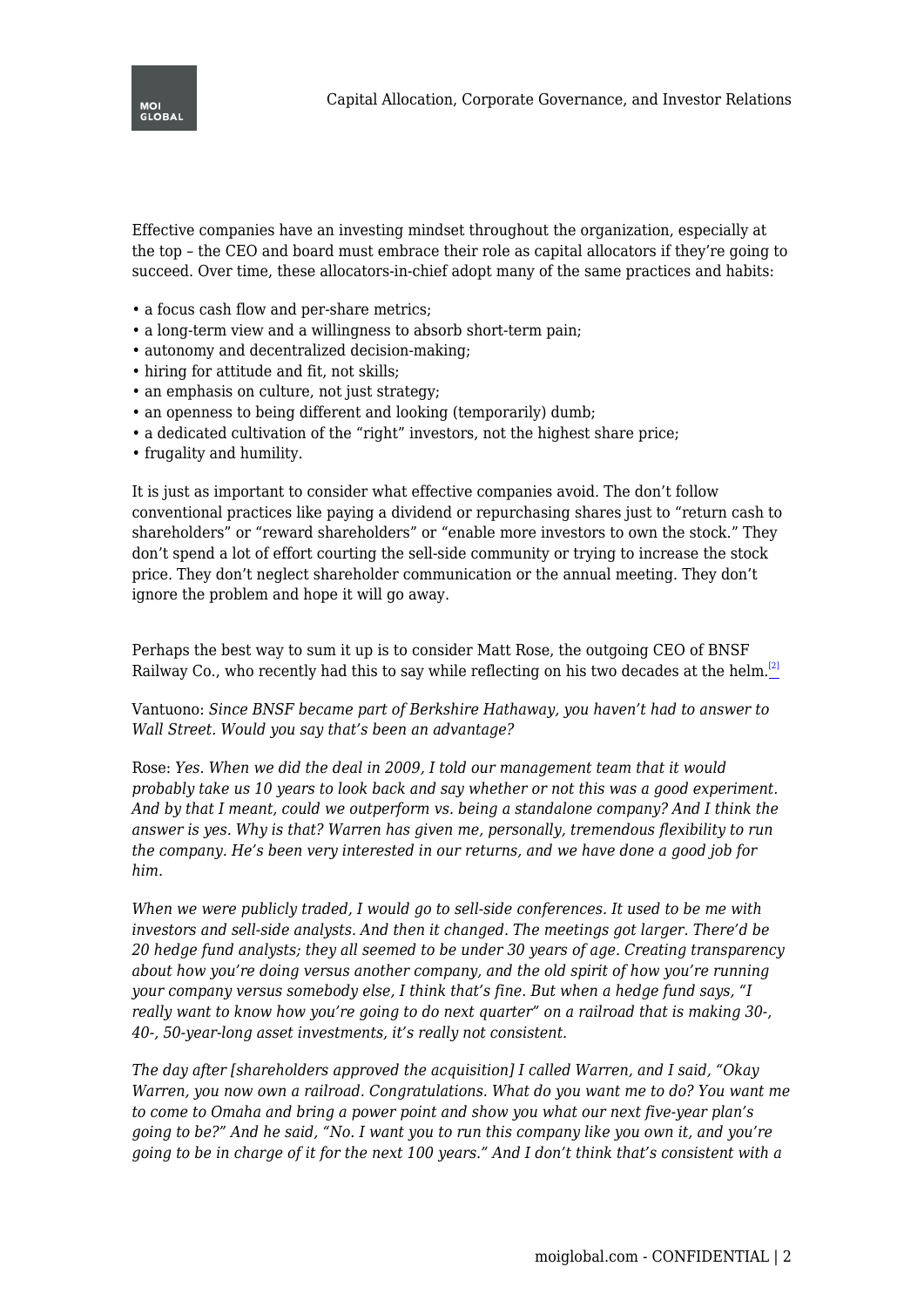Effective companies have an investing mindset throughout the organization, especially at the top – the CEO and board must embrace their role as capital allocators if they're going to succeed. Over time, these allocators-in-chief adopt many of the same practices and habits:

- a focus cash flow and per-share metrics;
- a long-term view and a willingness to absorb short-term pain;
- autonomy and decentralized decision-making;
- hiring for attitude and fit, not skills;
- an emphasis on culture, not just strategy;
- an openness to being different and looking (temporarily) dumb;
- a dedicated cultivation of the "right" investors, not the highest share price;
- frugality and humility.

It is just as important to consider what effective companies avoid. The don't follow conventional practices like paying a dividend or repurchasing shares just to "return cash to shareholders" or "reward shareholders" or "enable more investors to own the stock." They don't spend a lot of effort courting the sell-side community or trying to increase the stock price. They don't neglect shareholder communication or the annual meeting. They don't ignore the problem and hope it will go away.

Perhaps the best way to sum it up is to consider Matt Rose, the outgoing CEO of BNSF Railway Co., who recently had this to say while reflecting on his two decades at the helm.[2]

Vantuono: *Since BNSF became part of Berkshire Hathaway, you haven't had to answer to Wall Street. Would you say that's been an advantage?*

Rose: *Yes. When we did the deal in 2009, I told our management team that it would probably take us 10 years to look back and say whether or not this was a good experiment. And by that I meant, could we outperform vs. being a standalone company? And I think the answer is yes. Why is that? Warren has given me, personally, tremendous flexibility to run the company. He's been very interested in our returns, and we have done a good job for him.*

*When we were publicly traded, I would go to sell-side conferences. It used to be me with investors and sell-side analysts. And then it changed. The meetings got larger. There'd be 20 hedge fund analysts; they all seemed to be under 30 years of age. Creating transparency about how you're doing versus another company, and the old spirit of how you're running your company versus somebody else, I think that's fine. But when a hedge fund says, "I really want to know how you're going to do next quarter" on a railroad that is making 30-, 40-, 50-year-long asset investments, it's really not consistent.*

*The day after [shareholders approved the acquisition] I called Warren, and I said, "Okay Warren, you now own a railroad. Congratulations. What do you want me to do? You want me to come to Omaha and bring a power point and show you what our next five-year plan's going to be?" And he said, "No. I want you to run this company like you own it, and you're going to be in charge of it for the next 100 years." And I don't think that's consistent with a*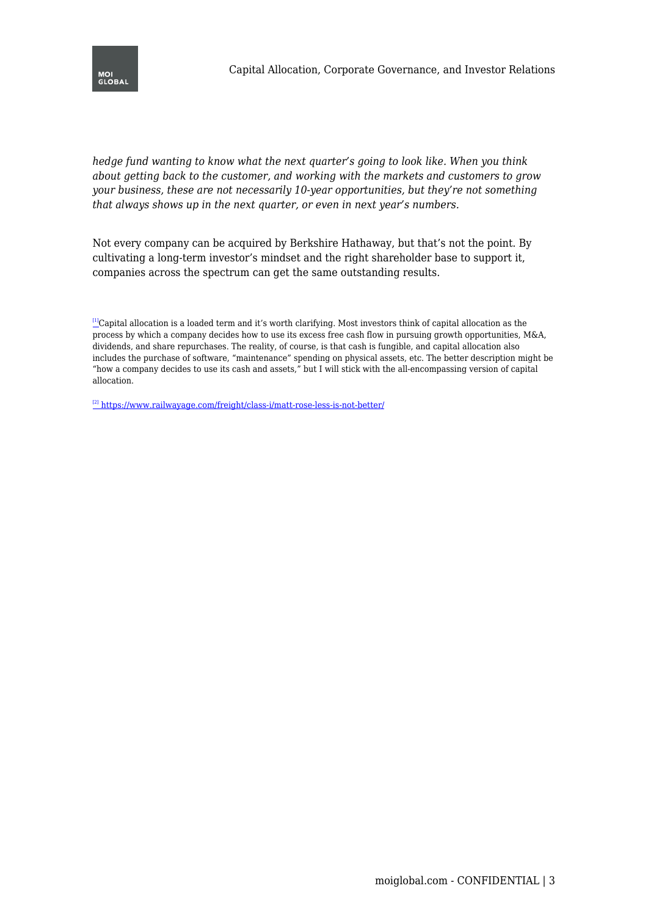*hedge fund wanting to know what the next quarter's going to look like. When you think about getting back to the customer, and working with the markets and customers to grow your business, these are not necessarily 10-year opportunities, but they're not something that always shows up in the next quarter, or even in next year's numbers.*

Not every company can be acquired by Berkshire Hathaway, but that's not the point. By cultivating a long-term investor's mindset and the right shareholder base to support it, companies across the spectrum can get the same outstanding results.

[1] Capital allocation is a loaded term and it's worth clarifying. Most investors think of capital allocation as the process by which a company decides how to use its excess free cash flow in pursuing growth opportunities, M&A, dividends, and share repurchases. The reality, of course, is that cash is fungible, and capital allocation also includes the purchase of software, "maintenance" spending on physical assets, etc. The better description might be "how a company decides to use its cash and assets," but I will stick with the all-encompassing version of capital allocation.

[2] https://www.railwayage.com/freight/class-i/matt-rose-less-is-not-better/